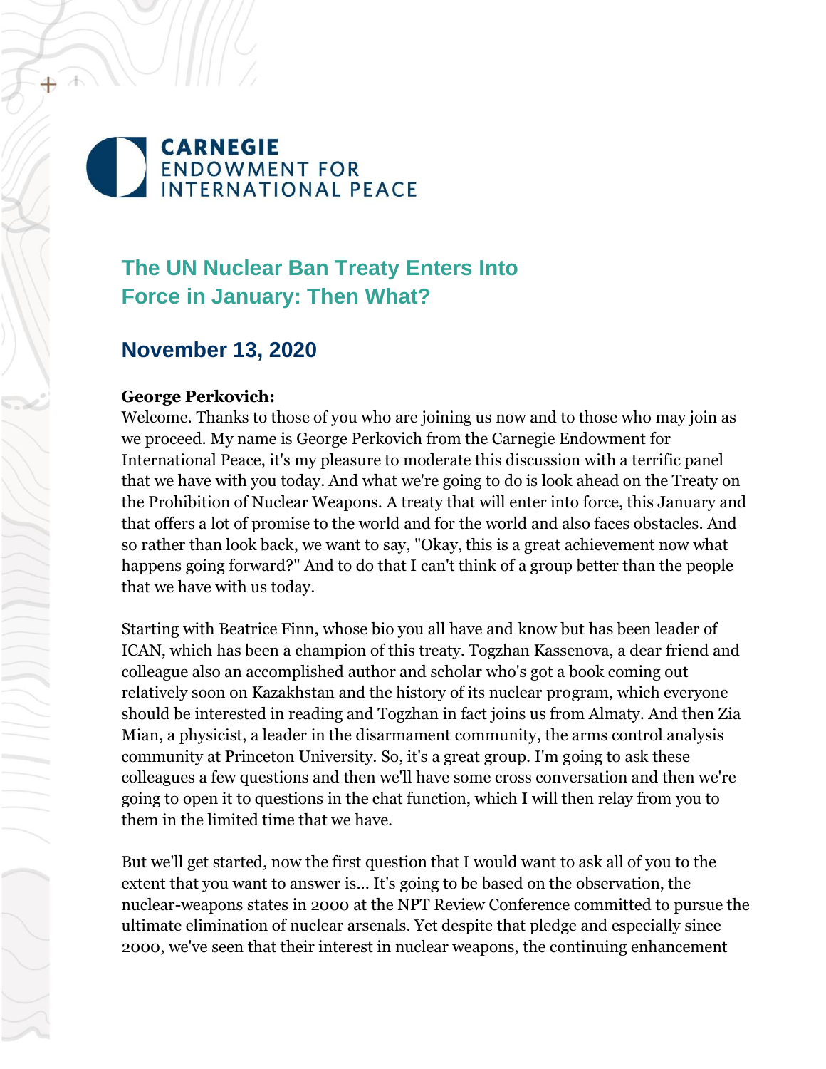CARNEGIE
ENDOWMENT FOR
INTERNATIONAL PEACE

# The UN Nuclear Ban Treaty Enters Into Force in January: Then What?

## November 13, 2020

**George Perkovich:**
Welcome. Thanks to those of you who are joining us now and to those who may join as we proceed. My name is George Perkovich from the Carnegie Endowment for International Peace, it's my pleasure to moderate this discussion with a terrific panel that we have with you today. And what we're going to do is look ahead on the Treaty on the Prohibition of Nuclear Weapons. A treaty that will enter into force, this January and that offers a lot of promise to the world and for the world and also faces obstacles. And so rather than look back, we want to say, "Okay, this is a great achievement now what happens going forward?" And to do that I can't think of a group better than the people that we have with us today.

Starting with Beatrice Finn, whose bio you all have and know but has been leader of ICAN, which has been a champion of this treaty. Togzhan Kassenova, a dear friend and colleague also an accomplished author and scholar who's got a book coming out relatively soon on Kazakhstan and the history of its nuclear program, which everyone should be interested in reading and Togzhan in fact joins us from Almaty. And then Zia Mian, a physicist, a leader in the disarmament community, the arms control analysis community at Princeton University. So, it's a great group. I'm going to ask these colleagues a few questions and then we'll have some cross conversation and then we're going to open it to questions in the chat function, which I will then relay from you to them in the limited time that we have.

But we'll get started, now the first question that I would want to ask all of you to the extent that you want to answer is... It's going to be based on the observation, the nuclear-weapons states in 2000 at the NPT Review Conference committed to pursue the ultimate elimination of nuclear arsenals. Yet despite that pledge and especially since 2000, we've seen that their interest in nuclear weapons, the continuing enhancement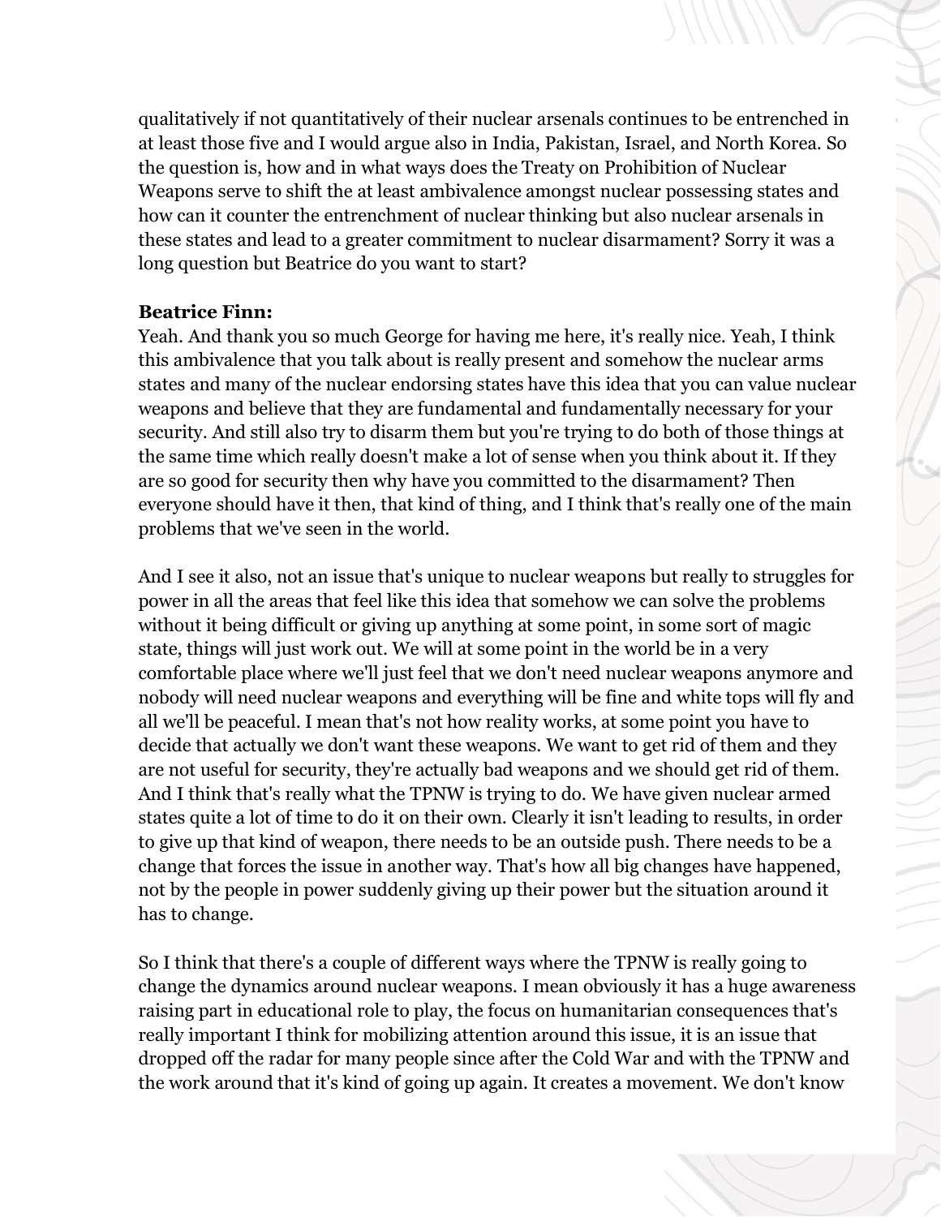qualitatively if not quantitatively of their nuclear arsenals continues to be entrenched in at least those five and I would argue also in India, Pakistan, Israel, and North Korea. So the question is, how and in what ways does the Treaty on Prohibition of Nuclear Weapons serve to shift the at least ambivalence amongst nuclear possessing states and how can it counter the entrenchment of nuclear thinking but also nuclear arsenals in these states and lead to a greater commitment to nuclear disarmament? Sorry it was a long question but Beatrice do you want to start?

**Beatrice Finn:**
Yeah. And thank you so much George for having me here, it's really nice. Yeah, I think this ambivalence that you talk about is really present and somehow the nuclear arms states and many of the nuclear endorsing states have this idea that you can value nuclear weapons and believe that they are fundamental and fundamentally necessary for your security. And still also try to disarm them but you're trying to do both of those things at the same time which really doesn't make a lot of sense when you think about it. If they are so good for security then why have you committed to the disarmament? Then everyone should have it then, that kind of thing, and I think that's really one of the main problems that we've seen in the world.

And I see it also, not an issue that's unique to nuclear weapons but really to struggles for power in all the areas that feel like this idea that somehow we can solve the problems without it being difficult or giving up anything at some point, in some sort of magic state, things will just work out. We will at some point in the world be in a very comfortable place where we'll just feel that we don't need nuclear weapons anymore and nobody will need nuclear weapons and everything will be fine and white tops will fly and all we'll be peaceful. I mean that's not how reality works, at some point you have to decide that actually we don't want these weapons. We want to get rid of them and they are not useful for security, they're actually bad weapons and we should get rid of them. And I think that's really what the TPNW is trying to do. We have given nuclear armed states quite a lot of time to do it on their own. Clearly it isn't leading to results, in order to give up that kind of weapon, there needs to be an outside push. There needs to be a change that forces the issue in another way. That's how all big changes have happened, not by the people in power suddenly giving up their power but the situation around it has to change.

So I think that there's a couple of different ways where the TPNW is really going to change the dynamics around nuclear weapons. I mean obviously it has a huge awareness raising part in educational role to play, the focus on humanitarian consequences that's really important I think for mobilizing attention around this issue, it is an issue that dropped off the radar for many people since after the Cold War and with the TPNW and the work around that it's kind of going up again. It creates a movement. We don't know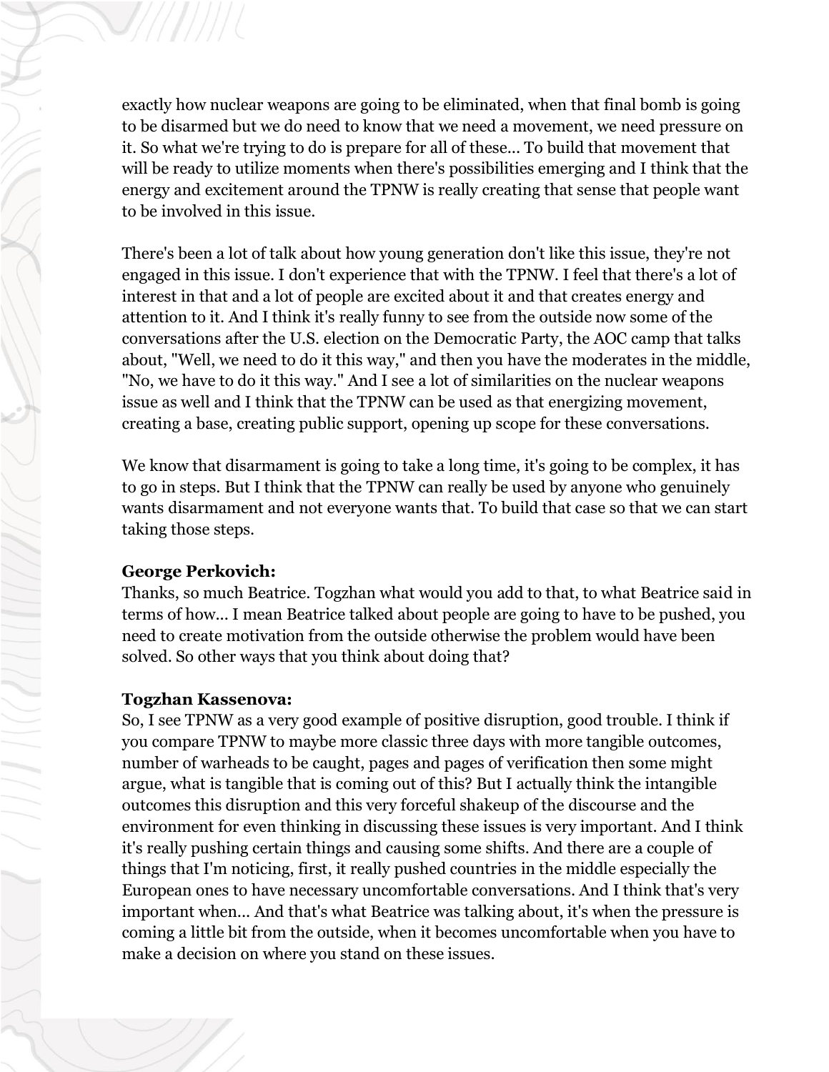exactly how nuclear weapons are going to be eliminated, when that final bomb is going to be disarmed but we do need to know that we need a movement, we need pressure on it. So what we're trying to do is prepare for all of these... To build that movement that will be ready to utilize moments when there's possibilities emerging and I think that the energy and excitement around the TPNW is really creating that sense that people want to be involved in this issue.

There's been a lot of talk about how young generation don't like this issue, they're not engaged in this issue. I don't experience that with the TPNW. I feel that there's a lot of interest in that and a lot of people are excited about it and that creates energy and attention to it. And I think it's really funny to see from the outside now some of the conversations after the U.S. election on the Democratic Party, the AOC camp that talks about, "Well, we need to do it this way," and then you have the moderates in the middle, "No, we have to do it this way." And I see a lot of similarities on the nuclear weapons issue as well and I think that the TPNW can be used as that energizing movement, creating a base, creating public support, opening up scope for these conversations.

We know that disarmament is going to take a long time, it's going to be complex, it has to go in steps. But I think that the TPNW can really be used by anyone who genuinely wants disarmament and not everyone wants that. To build that case so that we can start taking those steps.

**George Perkovich:**
Thanks, so much Beatrice. Togzhan what would you add to that, to what Beatrice said in terms of how... I mean Beatrice talked about people are going to have to be pushed, you need to create motivation from the outside otherwise the problem would have been solved. So other ways that you think about doing that?

**Togzhan Kassenova:**
So, I see TPNW as a very good example of positive disruption, good trouble. I think if you compare TPNW to maybe more classic three days with more tangible outcomes, number of warheads to be caught, pages and pages of verification then some might argue, what is tangible that is coming out of this? But I actually think the intangible outcomes this disruption and this very forceful shakeup of the discourse and the environment for even thinking in discussing these issues is very important. And I think it's really pushing certain things and causing some shifts. And there are a couple of things that I'm noticing, first, it really pushed countries in the middle especially the European ones to have necessary uncomfortable conversations. And I think that's very important when... And that's what Beatrice was talking about, it's when the pressure is coming a little bit from the outside, when it becomes uncomfortable when you have to make a decision on where you stand on these issues.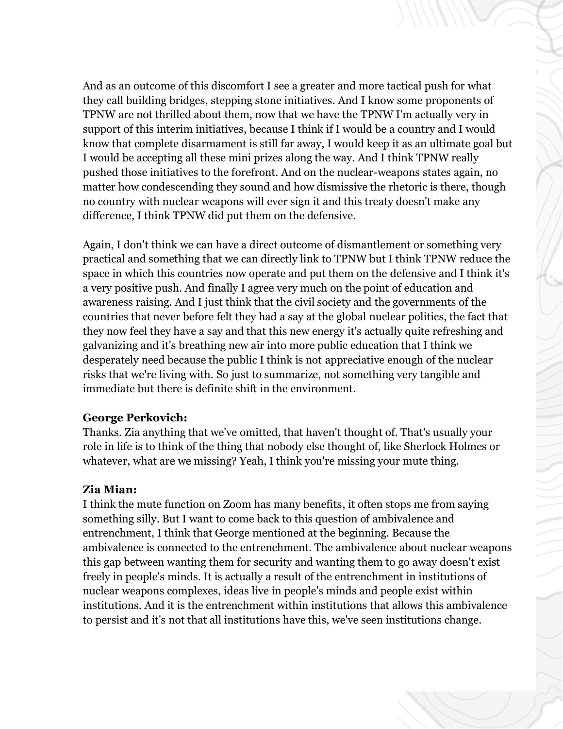And as an outcome of this discomfort I see a greater and more tactical push for what they call building bridges, stepping stone initiatives. And I know some proponents of TPNW are not thrilled about them, now that we have the TPNW I'm actually very in support of this interim initiatives, because I think if I would be a country and I would know that complete disarmament is still far away, I would keep it as an ultimate goal but I would be accepting all these mini prizes along the way. And I think TPNW really pushed those initiatives to the forefront. And on the nuclear-weapons states again, no matter how condescending they sound and how dismissive the rhetoric is there, though no country with nuclear weapons will ever sign it and this treaty doesn't make any difference, I think TPNW did put them on the defensive.

Again, I don't think we can have a direct outcome of dismantlement or something very practical and something that we can directly link to TPNW but I think TPNW reduce the space in which this countries now operate and put them on the defensive and I think it's a very positive push. And finally I agree very much on the point of education and awareness raising. And I just think that the civil society and the governments of the countries that never before felt they had a say at the global nuclear politics, the fact that they now feel they have a say and that this new energy it's actually quite refreshing and galvanizing and it's breathing new air into more public education that I think we desperately need because the public I think is not appreciative enough of the nuclear risks that we're living with. So just to summarize, not something very tangible and immediate but there is definite shift in the environment.

**George Perkovich:**
Thanks. Zia anything that we've omitted, that haven't thought of. That's usually your role in life is to think of the thing that nobody else thought of, like Sherlock Holmes or whatever, what are we missing? Yeah, I think you're missing your mute thing.

**Zia Mian:**
I think the mute function on Zoom has many benefits, it often stops me from saying something silly. But I want to come back to this question of ambivalence and entrenchment, I think that George mentioned at the beginning. Because the ambivalence is connected to the entrenchment. The ambivalence about nuclear weapons this gap between wanting them for security and wanting them to go away doesn't exist freely in people's minds. It is actually a result of the entrenchment in institutions of nuclear weapons complexes, ideas live in people's minds and people exist within institutions. And it is the entrenchment within institutions that allows this ambivalence to persist and it's not that all institutions have this, we've seen institutions change.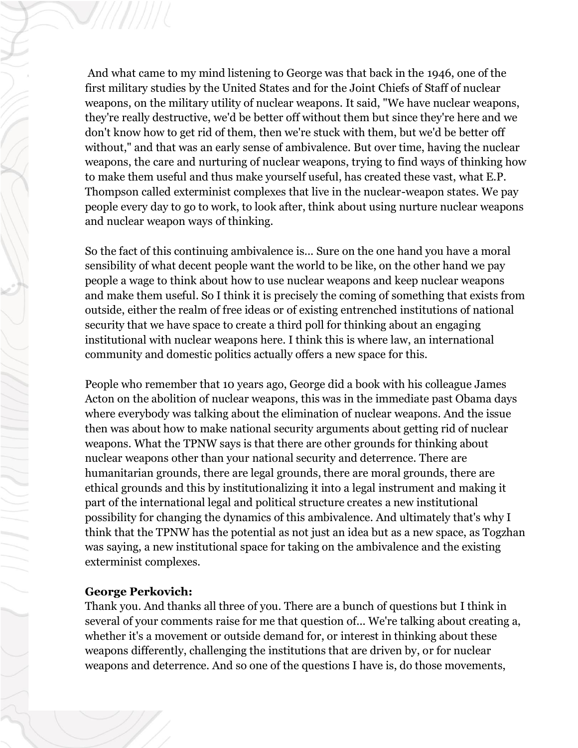And what came to my mind listening to George was that back in the 1946, one of the first military studies by the United States and for the Joint Chiefs of Staff of nuclear weapons, on the military utility of nuclear weapons. It said, "We have nuclear weapons, they're really destructive, we'd be better off without them but since they're here and we don't know how to get rid of them, then we're stuck with them, but we'd be better off without," and that was an early sense of ambivalence. But over time, having the nuclear weapons, the care and nurturing of nuclear weapons, trying to find ways of thinking how to make them useful and thus make yourself useful, has created these vast, what E.P. Thompson called exterminist complexes that live in the nuclear-weapon states. We pay people every day to go to work, to look after, think about using nurture nuclear weapons and nuclear weapon ways of thinking.

So the fact of this continuing ambivalence is... Sure on the one hand you have a moral sensibility of what decent people want the world to be like, on the other hand we pay people a wage to think about how to use nuclear weapons and keep nuclear weapons and make them useful. So I think it is precisely the coming of something that exists from outside, either the realm of free ideas or of existing entrenched institutions of national security that we have space to create a third poll for thinking about an engaging institutional with nuclear weapons here. I think this is where law, an international community and domestic politics actually offers a new space for this.

People who remember that 10 years ago, George did a book with his colleague James Acton on the abolition of nuclear weapons, this was in the immediate past Obama days where everybody was talking about the elimination of nuclear weapons. And the issue then was about how to make national security arguments about getting rid of nuclear weapons. What the TPNW says is that there are other grounds for thinking about nuclear weapons other than your national security and deterrence. There are humanitarian grounds, there are legal grounds, there are moral grounds, there are ethical grounds and this by institutionalizing it into a legal instrument and making it part of the international legal and political structure creates a new institutional possibility for changing the dynamics of this ambivalence. And ultimately that's why I think that the TPNW has the potential as not just an idea but as a new space, as Togzhan was saying, a new institutional space for taking on the ambivalence and the existing exterminist complexes.

**George Perkovich:**
Thank you. And thanks all three of you. There are a bunch of questions but I think in several of your comments raise for me that question of... We're talking about creating a, whether it's a movement or outside demand for, or interest in thinking about these weapons differently, challenging the institutions that are driven by, or for nuclear weapons and deterrence. And so one of the questions I have is, do those movements,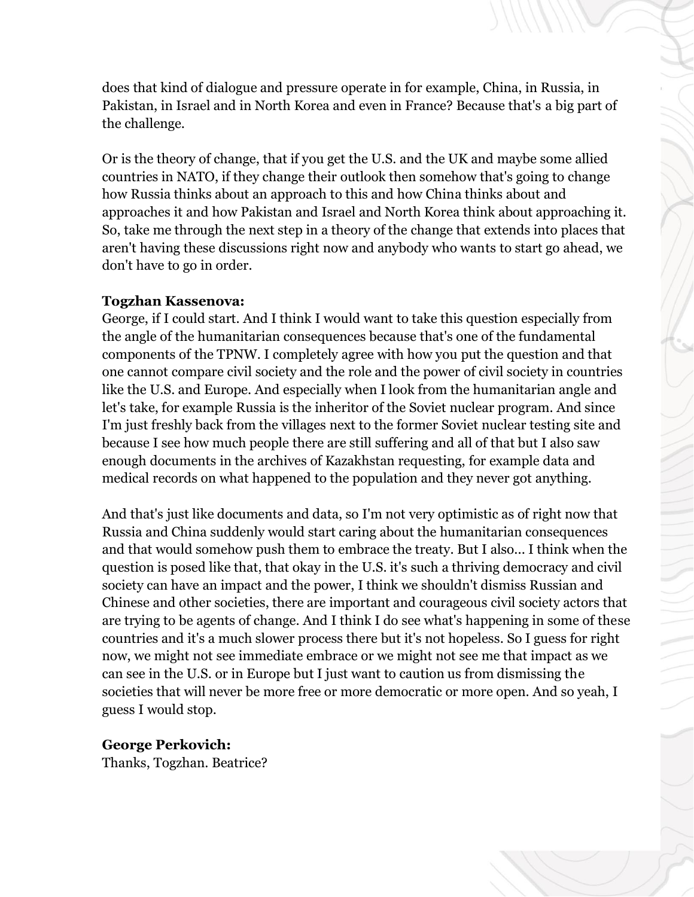does that kind of dialogue and pressure operate in for example, China, in Russia, in Pakistan, in Israel and in North Korea and even in France? Because that's a big part of the challenge.

Or is the theory of change, that if you get the U.S. and the UK and maybe some allied countries in NATO, if they change their outlook then somehow that's going to change how Russia thinks about an approach to this and how China thinks about and approaches it and how Pakistan and Israel and North Korea think about approaching it. So, take me through the next step in a theory of the change that extends into places that aren't having these discussions right now and anybody who wants to start go ahead, we don't have to go in order.

**Togzhan Kassenova:**
George, if I could start. And I think I would want to take this question especially from the angle of the humanitarian consequences because that's one of the fundamental components of the TPNW. I completely agree with how you put the question and that one cannot compare civil society and the role and the power of civil society in countries like the U.S. and Europe. And especially when I look from the humanitarian angle and let's take, for example Russia is the inheritor of the Soviet nuclear program. And since I'm just freshly back from the villages next to the former Soviet nuclear testing site and because I see how much people there are still suffering and all of that but I also saw enough documents in the archives of Kazakhstan requesting, for example data and medical records on what happened to the population and they never got anything.

And that's just like documents and data, so I'm not very optimistic as of right now that Russia and China suddenly would start caring about the humanitarian consequences and that would somehow push them to embrace the treaty. But I also... I think when the question is posed like that, that okay in the U.S. it's such a thriving democracy and civil society can have an impact and the power, I think we shouldn't dismiss Russian and Chinese and other societies, there are important and courageous civil society actors that are trying to be agents of change. And I think I do see what's happening in some of these countries and it's a much slower process there but it's not hopeless. So I guess for right now, we might not see immediate embrace or we might not see me that impact as we can see in the U.S. or in Europe but I just want to caution us from dismissing the societies that will never be more free or more democratic or more open. And so yeah, I guess I would stop.

**George Perkovich:**
Thanks, Togzhan. Beatrice?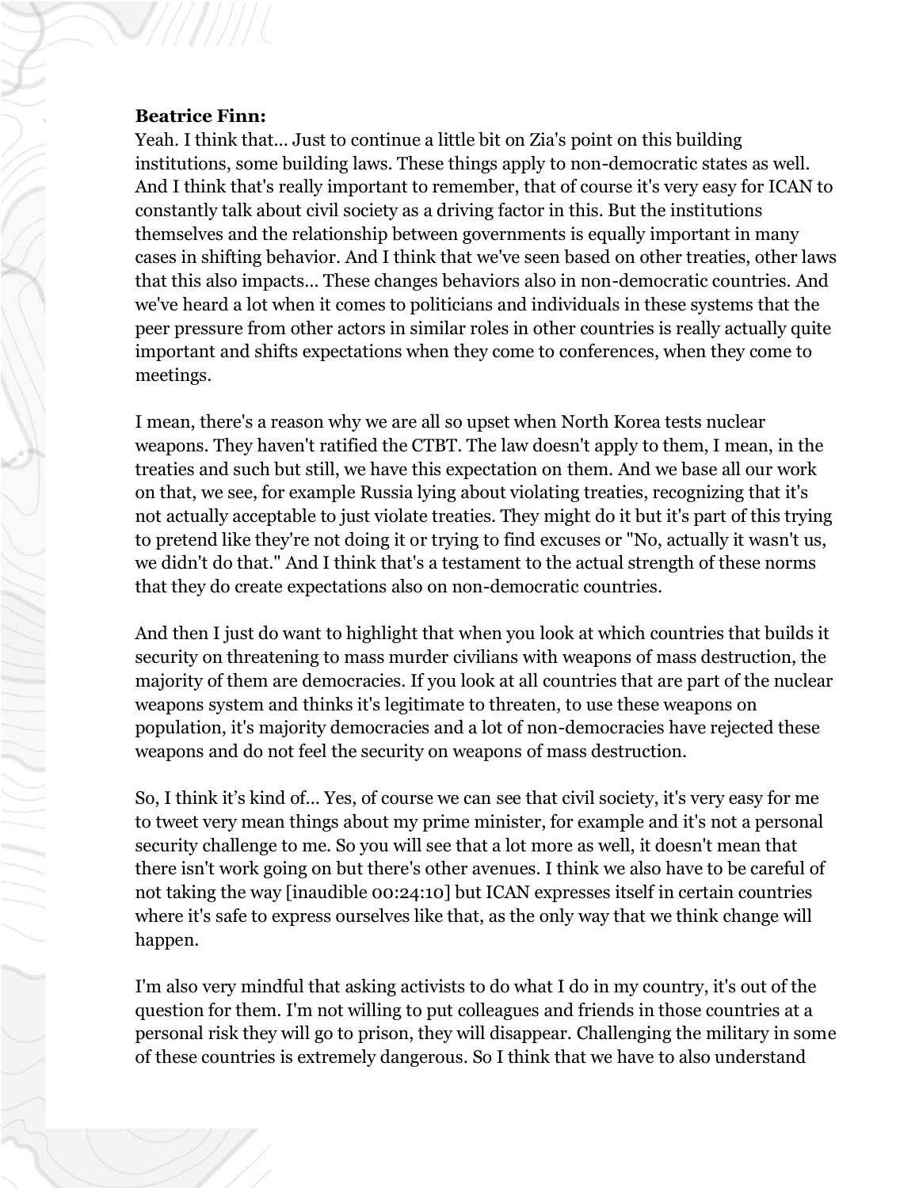**Beatrice Finn:**
Yeah. I think that... Just to continue a little bit on Zia's point on this building institutions, some building laws. These things apply to non-democratic states as well. And I think that's really important to remember, that of course it's very easy for ICAN to constantly talk about civil society as a driving factor in this. But the institutions themselves and the relationship between governments is equally important in many cases in shifting behavior. And I think that we've seen based on other treaties, other laws that this also impacts... These changes behaviors also in non-democratic countries. And we've heard a lot when it comes to politicians and individuals in these systems that the peer pressure from other actors in similar roles in other countries is really actually quite important and shifts expectations when they come to conferences, when they come to meetings.

I mean, there's a reason why we are all so upset when North Korea tests nuclear weapons. They haven't ratified the CTBT. The law doesn't apply to them, I mean, in the treaties and such but still, we have this expectation on them. And we base all our work on that, we see, for example Russia lying about violating treaties, recognizing that it's not actually acceptable to just violate treaties. They might do it but it's part of this trying to pretend like they're not doing it or trying to find excuses or "No, actually it wasn't us, we didn't do that." And I think that's a testament to the actual strength of these norms that they do create expectations also on non-democratic countries.

And then I just do want to highlight that when you look at which countries that builds it security on threatening to mass murder civilians with weapons of mass destruction, the majority of them are democracies. If you look at all countries that are part of the nuclear weapons system and thinks it's legitimate to threaten, to use these weapons on population, it's majority democracies and a lot of non-democracies have rejected these weapons and do not feel the security on weapons of mass destruction.

So, I think it's kind of... Yes, of course we can see that civil society, it's very easy for me to tweet very mean things about my prime minister, for example and it's not a personal security challenge to me. So you will see that a lot more as well, it doesn't mean that there isn't work going on but there's other avenues. I think we also have to be careful of not taking the way [inaudible 00:24:10] but ICAN expresses itself in certain countries where it's safe to express ourselves like that, as the only way that we think change will happen.

I'm also very mindful that asking activists to do what I do in my country, it's out of the question for them. I'm not willing to put colleagues and friends in those countries at a personal risk they will go to prison, they will disappear. Challenging the military in some of these countries is extremely dangerous. So I think that we have to also understand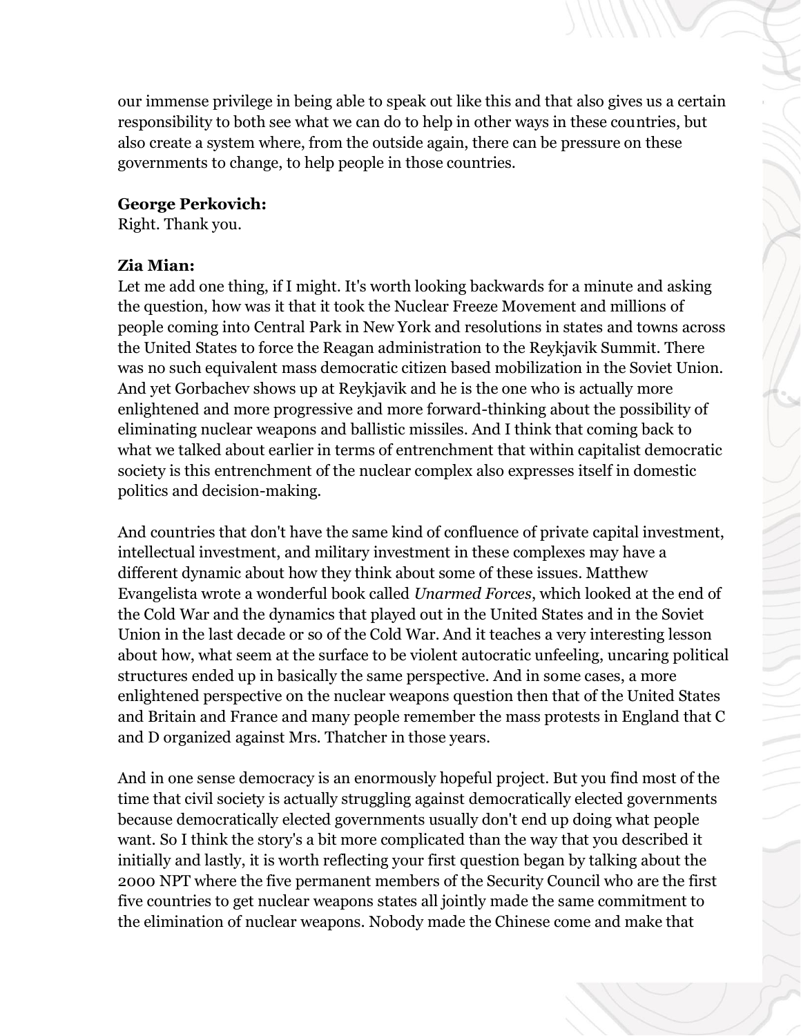our immense privilege in being able to speak out like this and that also gives us a certain responsibility to both see what we can do to help in other ways in these countries, but also create a system where, from the outside again, there can be pressure on these governments to change, to help people in those countries.

**George Perkovich:**
Right. Thank you.

**Zia Mian:**
Let me add one thing, if I might. It's worth looking backwards for a minute and asking the question, how was it that it took the Nuclear Freeze Movement and millions of people coming into Central Park in New York and resolutions in states and towns across the United States to force the Reagan administration to the Reykjavik Summit. There was no such equivalent mass democratic citizen based mobilization in the Soviet Union. And yet Gorbachev shows up at Reykjavik and he is the one who is actually more enlightened and more progressive and more forward-thinking about the possibility of eliminating nuclear weapons and ballistic missiles. And I think that coming back to what we talked about earlier in terms of entrenchment that within capitalist democratic society is this entrenchment of the nuclear complex also expresses itself in domestic politics and decision-making.

And countries that don't have the same kind of confluence of private capital investment, intellectual investment, and military investment in these complexes may have a different dynamic about how they think about some of these issues. Matthew Evangelista wrote a wonderful book called *Unarmed Forces*, which looked at the end of the Cold War and the dynamics that played out in the United States and in the Soviet Union in the last decade or so of the Cold War. And it teaches a very interesting lesson about how, what seem at the surface to be violent autocratic unfeeling, uncaring political structures ended up in basically the same perspective. And in some cases, a more enlightened perspective on the nuclear weapons question then that of the United States and Britain and France and many people remember the mass protests in England that C and D organized against Mrs. Thatcher in those years.

And in one sense democracy is an enormously hopeful project. But you find most of the time that civil society is actually struggling against democratically elected governments because democratically elected governments usually don't end up doing what people want. So I think the story's a bit more complicated than the way that you described it initially and lastly, it is worth reflecting your first question began by talking about the 2000 NPT where the five permanent members of the Security Council who are the first five countries to get nuclear weapons states all jointly made the same commitment to the elimination of nuclear weapons. Nobody made the Chinese come and make that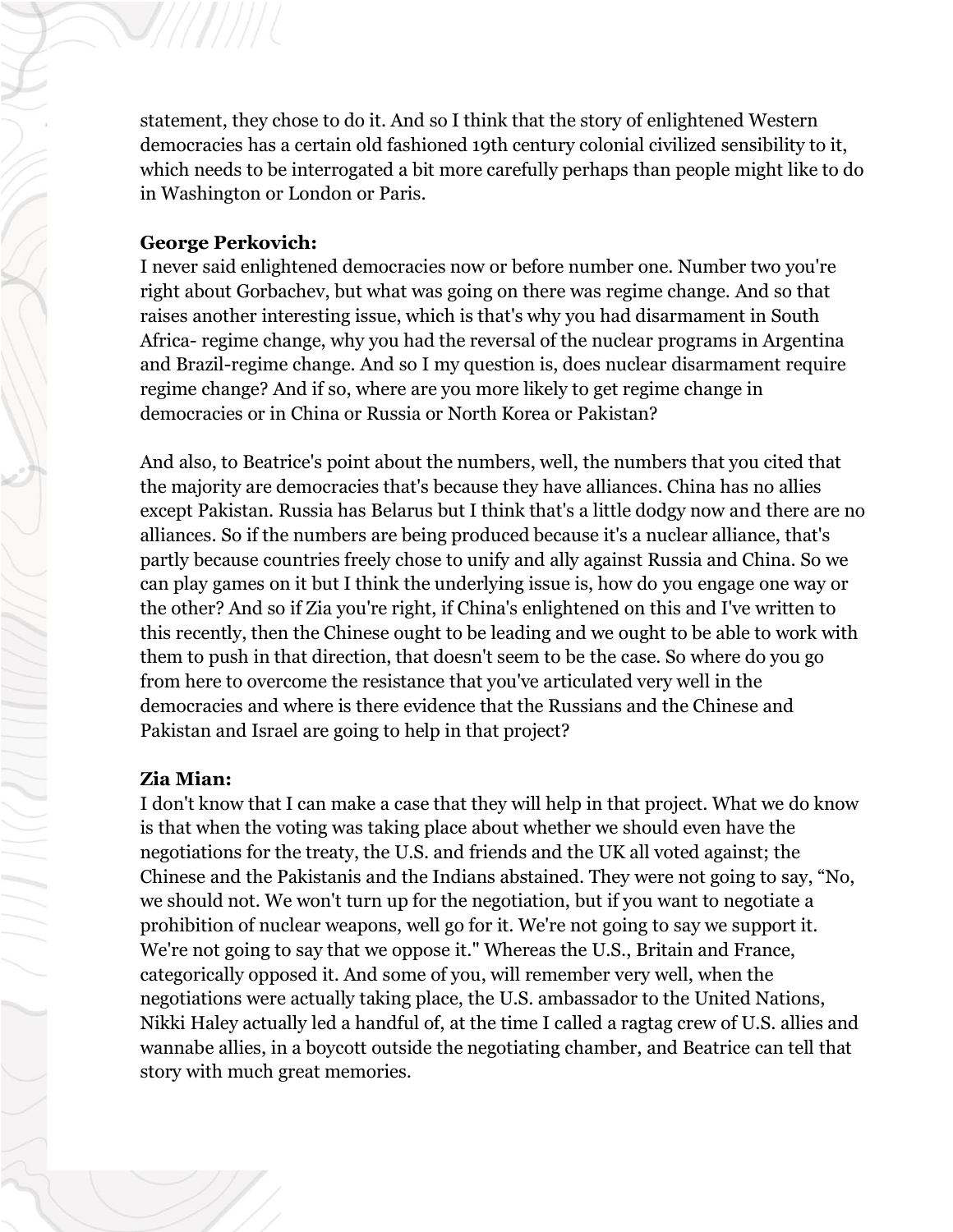statement, they chose to do it. And so I think that the story of enlightened Western democracies has a certain old fashioned 19th century colonial civilized sensibility to it, which needs to be interrogated a bit more carefully perhaps than people might like to do in Washington or London or Paris.

**George Perkovich:**
I never said enlightened democracies now or before number one. Number two you're right about Gorbachev, but what was going on there was regime change. And so that raises another interesting issue, which is that's why you had disarmament in South Africa- regime change, why you had the reversal of the nuclear programs in Argentina and Brazil-regime change. And so I my question is, does nuclear disarmament require regime change? And if so, where are you more likely to get regime change in democracies or in China or Russia or North Korea or Pakistan?

And also, to Beatrice's point about the numbers, well, the numbers that you cited that the majority are democracies that's because they have alliances. China has no allies except Pakistan. Russia has Belarus but I think that's a little dodgy now and there are no alliances. So if the numbers are being produced because it's a nuclear alliance, that's partly because countries freely chose to unify and ally against Russia and China. So we can play games on it but I think the underlying issue is, how do you engage one way or the other? And so if Zia you're right, if China's enlightened on this and I've written to this recently, then the Chinese ought to be leading and we ought to be able to work with them to push in that direction, that doesn't seem to be the case. So where do you go from here to overcome the resistance that you've articulated very well in the democracies and where is there evidence that the Russians and the Chinese and Pakistan and Israel are going to help in that project?

**Zia Mian:**
I don't know that I can make a case that they will help in that project. What we do know is that when the voting was taking place about whether we should even have the negotiations for the treaty, the U.S. and friends and the UK all voted against; the Chinese and the Pakistanis and the Indians abstained. They were not going to say, "No, we should not. We won't turn up for the negotiation, but if you want to negotiate a prohibition of nuclear weapons, well go for it. We're not going to say we support it. We're not going to say that we oppose it." Whereas the U.S., Britain and France, categorically opposed it. And some of you, will remember very well, when the negotiations were actually taking place, the U.S. ambassador to the United Nations, Nikki Haley actually led a handful of, at the time I called a ragtag crew of U.S. allies and wannabe allies, in a boycott outside the negotiating chamber, and Beatrice can tell that story with much great memories.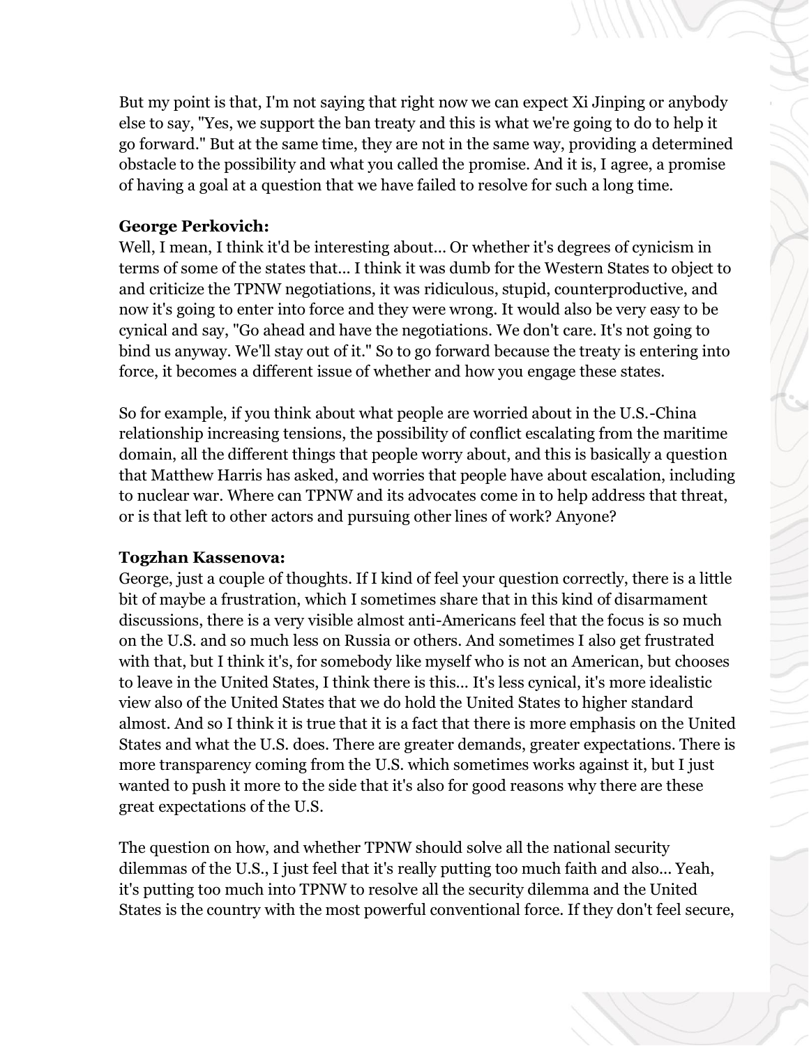But my point is that, I'm not saying that right now we can expect Xi Jinping or anybody else to say, "Yes, we support the ban treaty and this is what we're going to do to help it go forward." But at the same time, they are not in the same way, providing a determined obstacle to the possibility and what you called the promise. And it is, I agree, a promise of having a goal at a question that we have failed to resolve for such a long time.

**George Perkovich:**
Well, I mean, I think it'd be interesting about... Or whether it's degrees of cynicism in terms of some of the states that... I think it was dumb for the Western States to object to and criticize the TPNW negotiations, it was ridiculous, stupid, counterproductive, and now it's going to enter into force and they were wrong. It would also be very easy to be cynical and say, "Go ahead and have the negotiations. We don't care. It's not going to bind us anyway. We'll stay out of it." So to go forward because the treaty is entering into force, it becomes a different issue of whether and how you engage these states.

So for example, if you think about what people are worried about in the U.S.-China relationship increasing tensions, the possibility of conflict escalating from the maritime domain, all the different things that people worry about, and this is basically a question that Matthew Harris has asked, and worries that people have about escalation, including to nuclear war. Where can TPNW and its advocates come in to help address that threat, or is that left to other actors and pursuing other lines of work? Anyone?

**Togzhan Kassenova:**
George, just a couple of thoughts. If I kind of feel your question correctly, there is a little bit of maybe a frustration, which I sometimes share that in this kind of disarmament discussions, there is a very visible almost anti-Americans feel that the focus is so much on the U.S. and so much less on Russia or others. And sometimes I also get frustrated with that, but I think it's, for somebody like myself who is not an American, but chooses to leave in the United States, I think there is this... It's less cynical, it's more idealistic view also of the United States that we do hold the United States to higher standard almost. And so I think it is true that it is a fact that there is more emphasis on the United States and what the U.S. does. There are greater demands, greater expectations. There is more transparency coming from the U.S. which sometimes works against it, but I just wanted to push it more to the side that it's also for good reasons why there are these great expectations of the U.S.

The question on how, and whether TPNW should solve all the national security dilemmas of the U.S., I just feel that it's really putting too much faith and also... Yeah, it's putting too much into TPNW to resolve all the security dilemma and the United States is the country with the most powerful conventional force. If they don't feel secure,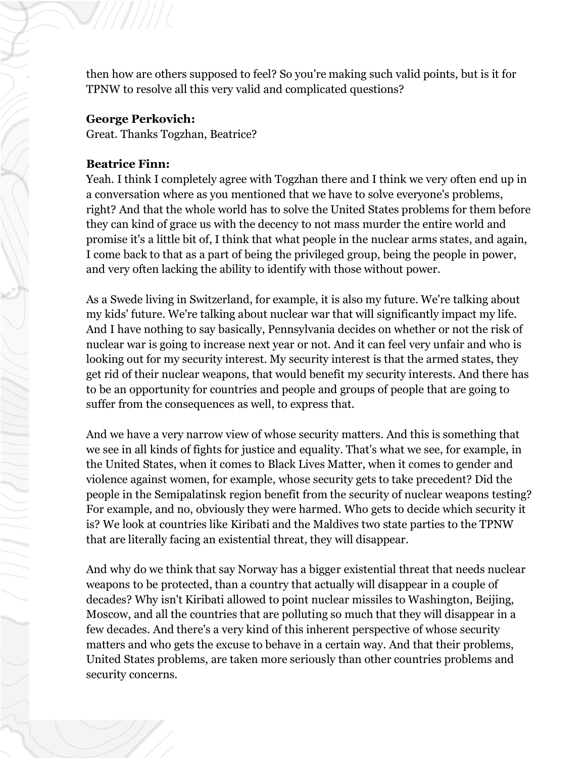then how are others supposed to feel? So you're making such valid points, but is it for TPNW to resolve all this very valid and complicated questions?

**George Perkovich:**
Great. Thanks Togzhan, Beatrice?

**Beatrice Finn:**
Yeah. I think I completely agree with Togzhan there and I think we very often end up in a conversation where as you mentioned that we have to solve everyone's problems, right? And that the whole world has to solve the United States problems for them before they can kind of grace us with the decency to not mass murder the entire world and promise it's a little bit of, I think that what people in the nuclear arms states, and again, I come back to that as a part of being the privileged group, being the people in power, and very often lacking the ability to identify with those without power.

As a Swede living in Switzerland, for example, it is also my future. We're talking about my kids' future. We're talking about nuclear war that will significantly impact my life. And I have nothing to say basically, Pennsylvania decides on whether or not the risk of nuclear war is going to increase next year or not. And it can feel very unfair and who is looking out for my security interest. My security interest is that the armed states, they get rid of their nuclear weapons, that would benefit my security interests. And there has to be an opportunity for countries and people and groups of people that are going to suffer from the consequences as well, to express that.

And we have a very narrow view of whose security matters. And this is something that we see in all kinds of fights for justice and equality. That's what we see, for example, in the United States, when it comes to Black Lives Matter, when it comes to gender and violence against women, for example, whose security gets to take precedent? Did the people in the Semipalatinsk region benefit from the security of nuclear weapons testing? For example, and no, obviously they were harmed. Who gets to decide which security it is? We look at countries like Kiribati and the Maldives two state parties to the TPNW that are literally facing an existential threat, they will disappear.

And why do we think that say Norway has a bigger existential threat that needs nuclear weapons to be protected, than a country that actually will disappear in a couple of decades? Why isn't Kiribati allowed to point nuclear missiles to Washington, Beijing, Moscow, and all the countries that are polluting so much that they will disappear in a few decades. And there's a very kind of this inherent perspective of whose security matters and who gets the excuse to behave in a certain way. And that their problems, United States problems, are taken more seriously than other countries problems and security concerns.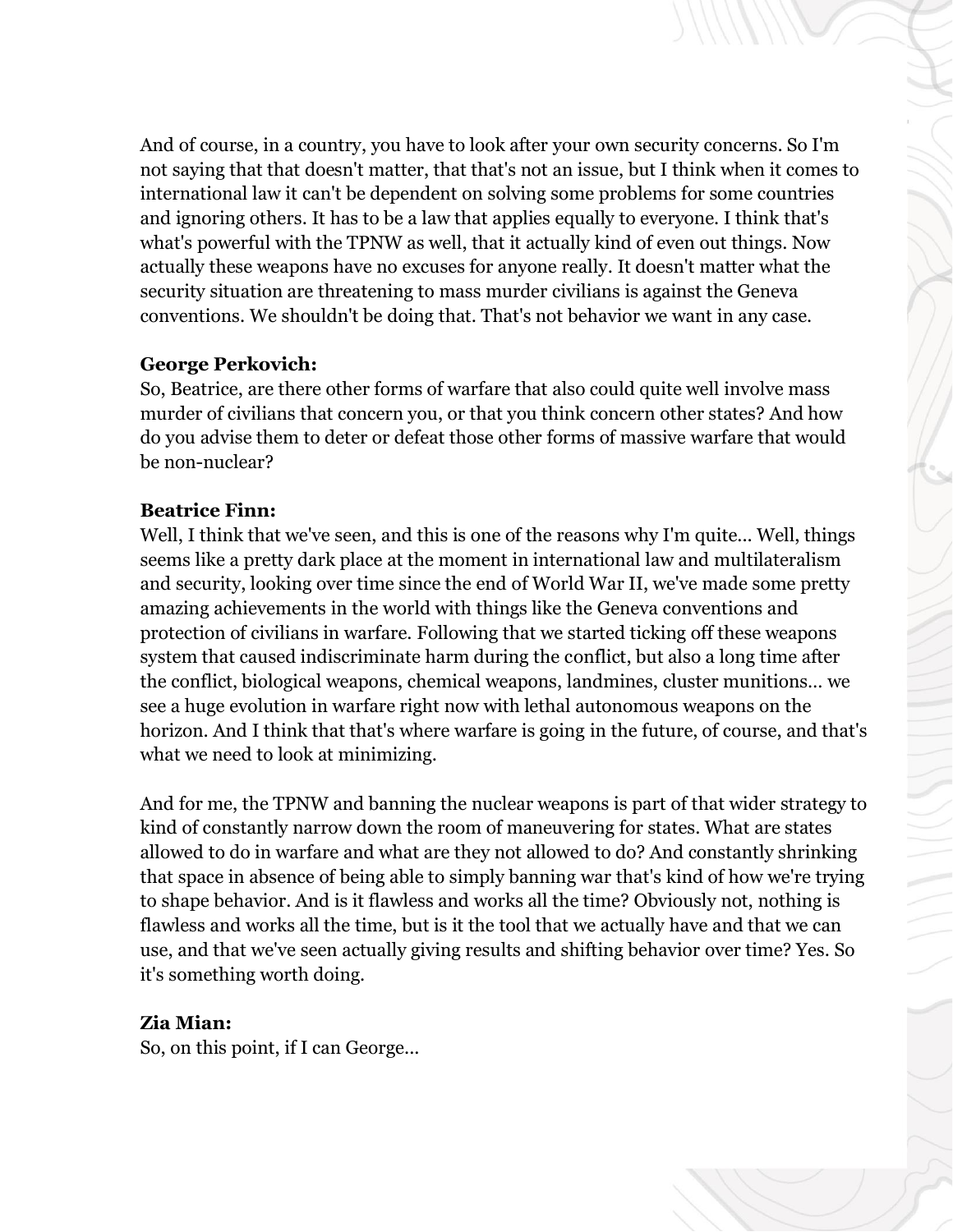And of course, in a country, you have to look after your own security concerns. So I'm not saying that that doesn't matter, that that's not an issue, but I think when it comes to international law it can't be dependent on solving some problems for some countries and ignoring others. It has to be a law that applies equally to everyone. I think that's what's powerful with the TPNW as well, that it actually kind of even out things. Now actually these weapons have no excuses for anyone really. It doesn't matter what the security situation are threatening to mass murder civilians is against the Geneva conventions. We shouldn't be doing that. That's not behavior we want in any case.

**George Perkovich:**
So, Beatrice, are there other forms of warfare that also could quite well involve mass murder of civilians that concern you, or that you think concern other states? And how do you advise them to deter or defeat those other forms of massive warfare that would be non-nuclear?

**Beatrice Finn:**
Well, I think that we've seen, and this is one of the reasons why I'm quite... Well, things seems like a pretty dark place at the moment in international law and multilateralism and security, looking over time since the end of World War II, we've made some pretty amazing achievements in the world with things like the Geneva conventions and protection of civilians in warfare. Following that we started ticking off these weapons system that caused indiscriminate harm during the conflict, but also a long time after the conflict, biological weapons, chemical weapons, landmines, cluster munitions... we see a huge evolution in warfare right now with lethal autonomous weapons on the horizon. And I think that that's where warfare is going in the future, of course, and that's what we need to look at minimizing.

And for me, the TPNW and banning the nuclear weapons is part of that wider strategy to kind of constantly narrow down the room of maneuvering for states. What are states allowed to do in warfare and what are they not allowed to do? And constantly shrinking that space in absence of being able to simply banning war that's kind of how we're trying to shape behavior. And is it flawless and works all the time? Obviously not, nothing is flawless and works all the time, but is it the tool that we actually have and that we can use, and that we've seen actually giving results and shifting behavior over time? Yes. So it's something worth doing.

**Zia Mian:**
So, on this point, if I can George...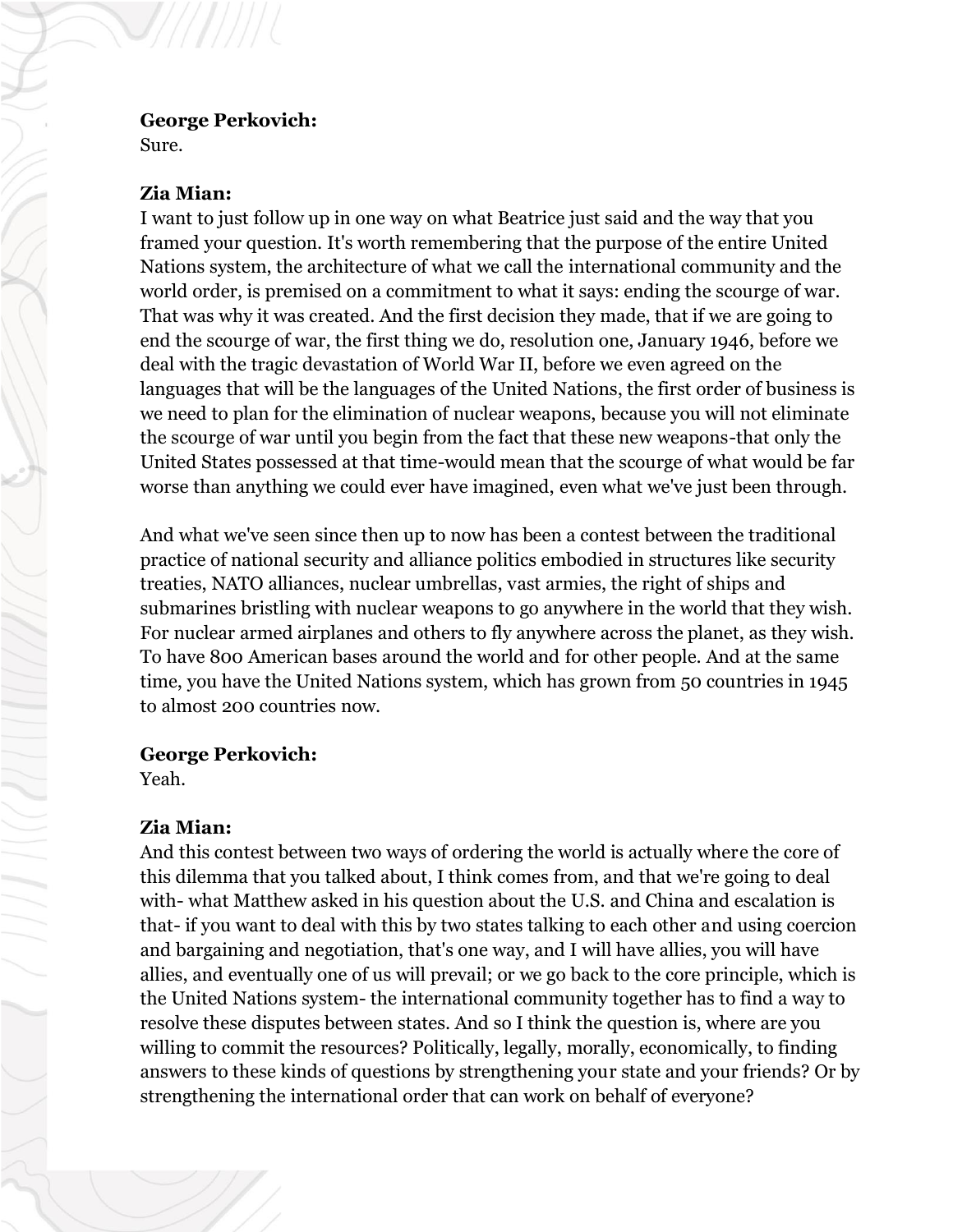**George Perkovich:**
Sure.

**Zia Mian:**
I want to just follow up in one way on what Beatrice just said and the way that you framed your question. It's worth remembering that the purpose of the entire United Nations system, the architecture of what we call the international community and the world order, is premised on a commitment to what it says: ending the scourge of war. That was why it was created. And the first decision they made, that if we are going to end the scourge of war, the first thing we do, resolution one, January 1946, before we deal with the tragic devastation of World War II, before we even agreed on the languages that will be the languages of the United Nations, the first order of business is we need to plan for the elimination of nuclear weapons, because you will not eliminate the scourge of war until you begin from the fact that these new weapons-that only the United States possessed at that time-would mean that the scourge of what would be far worse than anything we could ever have imagined, even what we've just been through.

And what we've seen since then up to now has been a contest between the traditional practice of national security and alliance politics embodied in structures like security treaties, NATO alliances, nuclear umbrellas, vast armies, the right of ships and submarines bristling with nuclear weapons to go anywhere in the world that they wish. For nuclear armed airplanes and others to fly anywhere across the planet, as they wish. To have 800 American bases around the world and for other people. And at the same time, you have the United Nations system, which has grown from 50 countries in 1945 to almost 200 countries now.

**George Perkovich:**
Yeah.

**Zia Mian:**
And this contest between two ways of ordering the world is actually where the core of this dilemma that you talked about, I think comes from, and that we're going to deal with- what Matthew asked in his question about the U.S. and China and escalation is that- if you want to deal with this by two states talking to each other and using coercion and bargaining and negotiation, that's one way, and I will have allies, you will have allies, and eventually one of us will prevail; or we go back to the core principle, which is the United Nations system- the international community together has to find a way to resolve these disputes between states. And so I think the question is, where are you willing to commit the resources? Politically, legally, morally, economically, to finding answers to these kinds of questions by strengthening your state and your friends? Or by strengthening the international order that can work on behalf of everyone?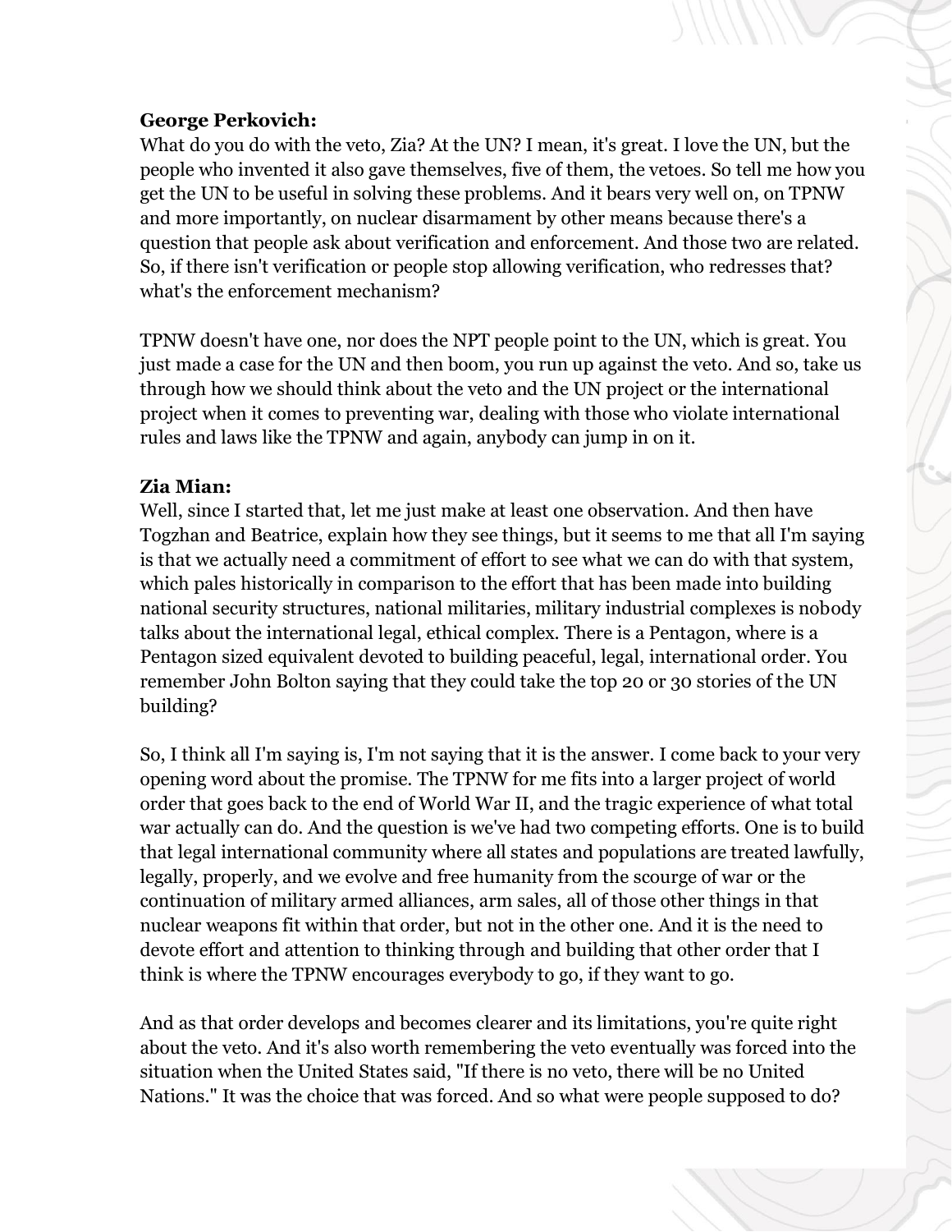**George Perkovich:**
What do you do with the veto, Zia? At the UN? I mean, it's great. I love the UN, but the people who invented it also gave themselves, five of them, the vetoes. So tell me how you get the UN to be useful in solving these problems. And it bears very well on, on TPNW and more importantly, on nuclear disarmament by other means because there's a question that people ask about verification and enforcement. And those two are related. So, if there isn't verification or people stop allowing verification, who redresses that? what's the enforcement mechanism?

TPNW doesn't have one, nor does the NPT people point to the UN, which is great. You just made a case for the UN and then boom, you run up against the veto. And so, take us through how we should think about the veto and the UN project or the international project when it comes to preventing war, dealing with those who violate international rules and laws like the TPNW and again, anybody can jump in on it.

**Zia Mian:**
Well, since I started that, let me just make at least one observation. And then have Togzhan and Beatrice, explain how they see things, but it seems to me that all I'm saying is that we actually need a commitment of effort to see what we can do with that system, which pales historically in comparison to the effort that has been made into building national security structures, national militaries, military industrial complexes is nobody talks about the international legal, ethical complex. There is a Pentagon, where is a Pentagon sized equivalent devoted to building peaceful, legal, international order. You remember John Bolton saying that they could take the top 20 or 30 stories of the UN building?

So, I think all I'm saying is, I'm not saying that it is the answer. I come back to your very opening word about the promise. The TPNW for me fits into a larger project of world order that goes back to the end of World War II, and the tragic experience of what total war actually can do. And the question is we've had two competing efforts. One is to build that legal international community where all states and populations are treated lawfully, legally, properly, and we evolve and free humanity from the scourge of war or the continuation of military armed alliances, arm sales, all of those other things in that nuclear weapons fit within that order, but not in the other one. And it is the need to devote effort and attention to thinking through and building that other order that I think is where the TPNW encourages everybody to go, if they want to go.

And as that order develops and becomes clearer and its limitations, you're quite right about the veto. And it's also worth remembering the veto eventually was forced into the situation when the United States said, "If there is no veto, there will be no United Nations." It was the choice that was forced. And so what were people supposed to do?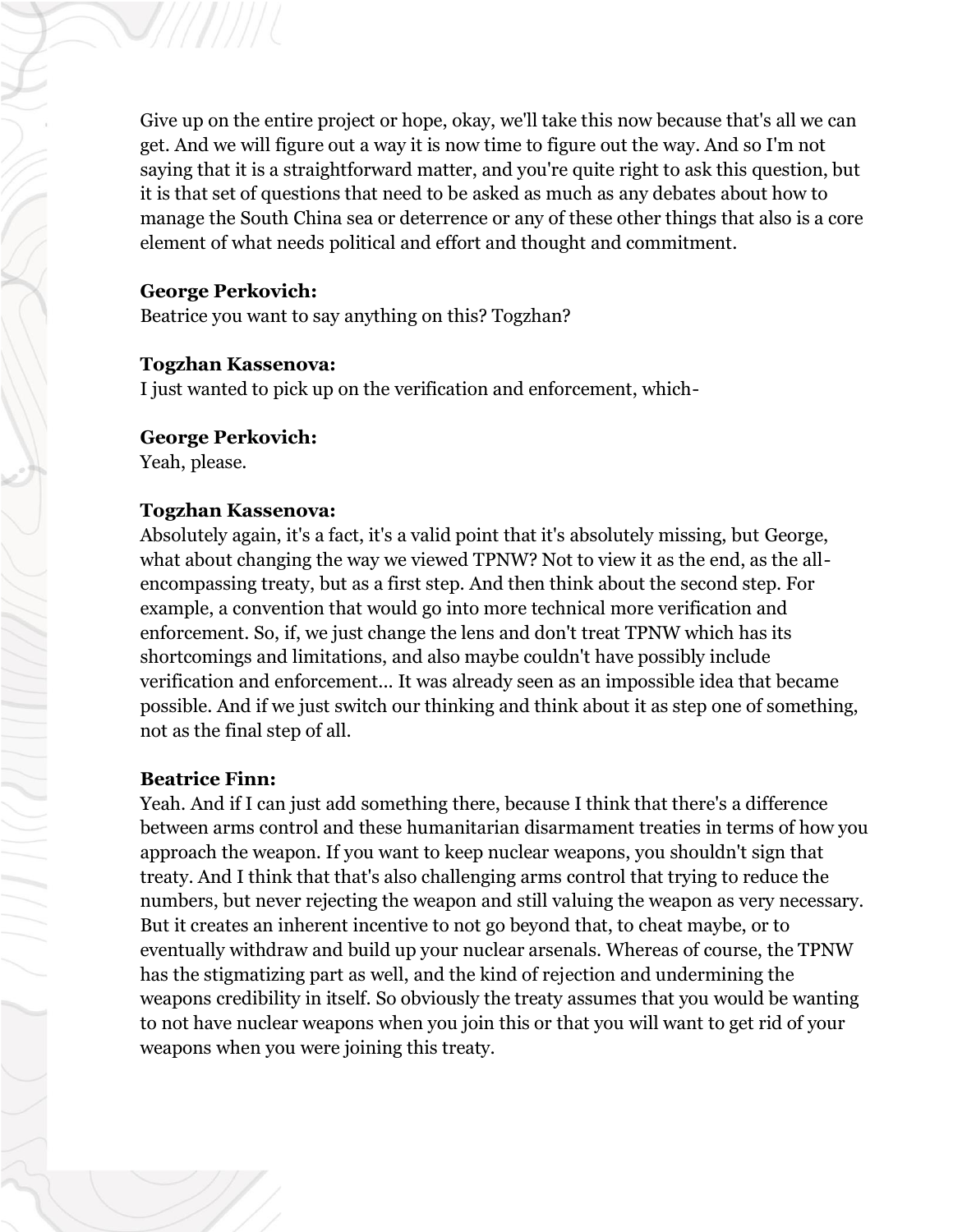Give up on the entire project or hope, okay, we'll take this now because that's all we can get. And we will figure out a way it is now time to figure out the way. And so I'm not saying that it is a straightforward matter, and you're quite right to ask this question, but it is that set of questions that need to be asked as much as any debates about how to manage the South China sea or deterrence or any of these other things that also is a core element of what needs political and effort and thought and commitment.

**George Perkovich:**
Beatrice you want to say anything on this? Togzhan?

**Togzhan Kassenova:**
I just wanted to pick up on the verification and enforcement, which-

**George Perkovich:**
Yeah, please.

**Togzhan Kassenova:**
Absolutely again, it's a fact, it's a valid point that it's absolutely missing, but George, what about changing the way we viewed TPNW? Not to view it as the end, as the all-encompassing treaty, but as a first step. And then think about the second step. For example, a convention that would go into more technical more verification and enforcement. So, if, we just change the lens and don't treat TPNW which has its shortcomings and limitations, and also maybe couldn't have possibly include verification and enforcement... It was already seen as an impossible idea that became possible. And if we just switch our thinking and think about it as step one of something, not as the final step of all.

**Beatrice Finn:**
Yeah. And if I can just add something there, because I think that there's a difference between arms control and these humanitarian disarmament treaties in terms of how you approach the weapon. If you want to keep nuclear weapons, you shouldn't sign that treaty. And I think that that's also challenging arms control that trying to reduce the numbers, but never rejecting the weapon and still valuing the weapon as very necessary. But it creates an inherent incentive to not go beyond that, to cheat maybe, or to eventually withdraw and build up your nuclear arsenals. Whereas of course, the TPNW has the stigmatizing part as well, and the kind of rejection and undermining the weapons credibility in itself. So obviously the treaty assumes that you would be wanting to not have nuclear weapons when you join this or that you will want to get rid of your weapons when you were joining this treaty.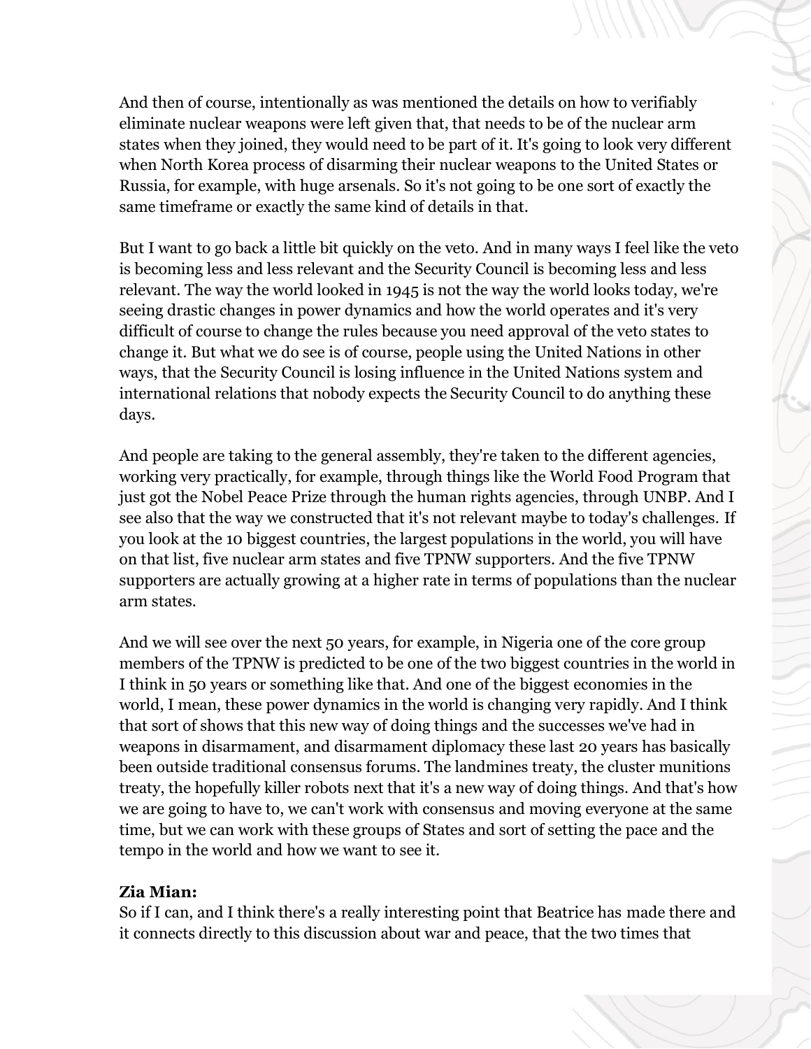And then of course, intentionally as was mentioned the details on how to verifiably eliminate nuclear weapons were left given that, that needs to be of the nuclear arm states when they joined, they would need to be part of it. It's going to look very different when North Korea process of disarming their nuclear weapons to the United States or Russia, for example, with huge arsenals. So it's not going to be one sort of exactly the same timeframe or exactly the same kind of details in that.

But I want to go back a little bit quickly on the veto. And in many ways I feel like the veto is becoming less and less relevant and the Security Council is becoming less and less relevant. The way the world looked in 1945 is not the way the world looks today, we're seeing drastic changes in power dynamics and how the world operates and it's very difficult of course to change the rules because you need approval of the veto states to change it. But what we do see is of course, people using the United Nations in other ways, that the Security Council is losing influence in the United Nations system and international relations that nobody expects the Security Council to do anything these days.

And people are taking to the general assembly, they're taken to the different agencies, working very practically, for example, through things like the World Food Program that just got the Nobel Peace Prize through the human rights agencies, through UNBP. And I see also that the way we constructed that it's not relevant maybe to today's challenges. If you look at the 10 biggest countries, the largest populations in the world, you will have on that list, five nuclear arm states and five TPNW supporters. And the five TPNW supporters are actually growing at a higher rate in terms of populations than the nuclear arm states.

And we will see over the next 50 years, for example, in Nigeria one of the core group members of the TPNW is predicted to be one of the two biggest countries in the world in I think in 50 years or something like that. And one of the biggest economies in the world, I mean, these power dynamics in the world is changing very rapidly. And I think that sort of shows that this new way of doing things and the successes we've had in weapons in disarmament, and disarmament diplomacy these last 20 years has basically been outside traditional consensus forums. The landmines treaty, the cluster munitions treaty, the hopefully killer robots next that it's a new way of doing things. And that's how we are going to have to, we can't work with consensus and moving everyone at the same time, but we can work with these groups of States and sort of setting the pace and the tempo in the world and how we want to see it.

**Zia Mian:**
So if I can, and I think there's a really interesting point that Beatrice has made there and it connects directly to this discussion about war and peace, that the two times that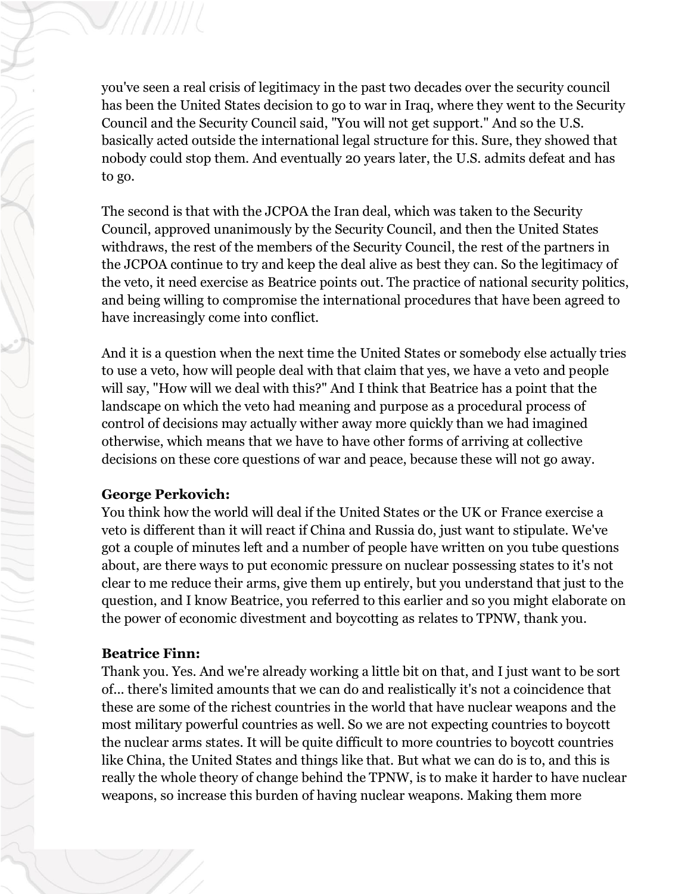you've seen a real crisis of legitimacy in the past two decades over the security council has been the United States decision to go to war in Iraq, where they went to the Security Council and the Security Council said, "You will not get support." And so the U.S. basically acted outside the international legal structure for this. Sure, they showed that nobody could stop them. And eventually 20 years later, the U.S. admits defeat and has to go.

The second is that with the JCPOA the Iran deal, which was taken to the Security Council, approved unanimously by the Security Council, and then the United States withdraws, the rest of the members of the Security Council, the rest of the partners in the JCPOA continue to try and keep the deal alive as best they can. So the legitimacy of the veto, it need exercise as Beatrice points out. The practice of national security politics, and being willing to compromise the international procedures that have been agreed to have increasingly come into conflict.

And it is a question when the next time the United States or somebody else actually tries to use a veto, how will people deal with that claim that yes, we have a veto and people will say, "How will we deal with this?" And I think that Beatrice has a point that the landscape on which the veto had meaning and purpose as a procedural process of control of decisions may actually wither away more quickly than we had imagined otherwise, which means that we have to have other forms of arriving at collective decisions on these core questions of war and peace, because these will not go away.

**George Perkovich:**
You think how the world will deal if the United States or the UK or France exercise a veto is different than it will react if China and Russia do, just want to stipulate. We've got a couple of minutes left and a number of people have written on you tube questions about, are there ways to put economic pressure on nuclear possessing states to it's not clear to me reduce their arms, give them up entirely, but you understand that just to the question, and I know Beatrice, you referred to this earlier and so you might elaborate on the power of economic divestment and boycotting as relates to TPNW, thank you.

**Beatrice Finn:**
Thank you. Yes. And we're already working a little bit on that, and I just want to be sort of... there's limited amounts that we can do and realistically it's not a coincidence that these are some of the richest countries in the world that have nuclear weapons and the most military powerful countries as well. So we are not expecting countries to boycott the nuclear arms states. It will be quite difficult to more countries to boycott countries like China, the United States and things like that. But what we can do is to, and this is really the whole theory of change behind the TPNW, is to make it harder to have nuclear weapons, so increase this burden of having nuclear weapons. Making them more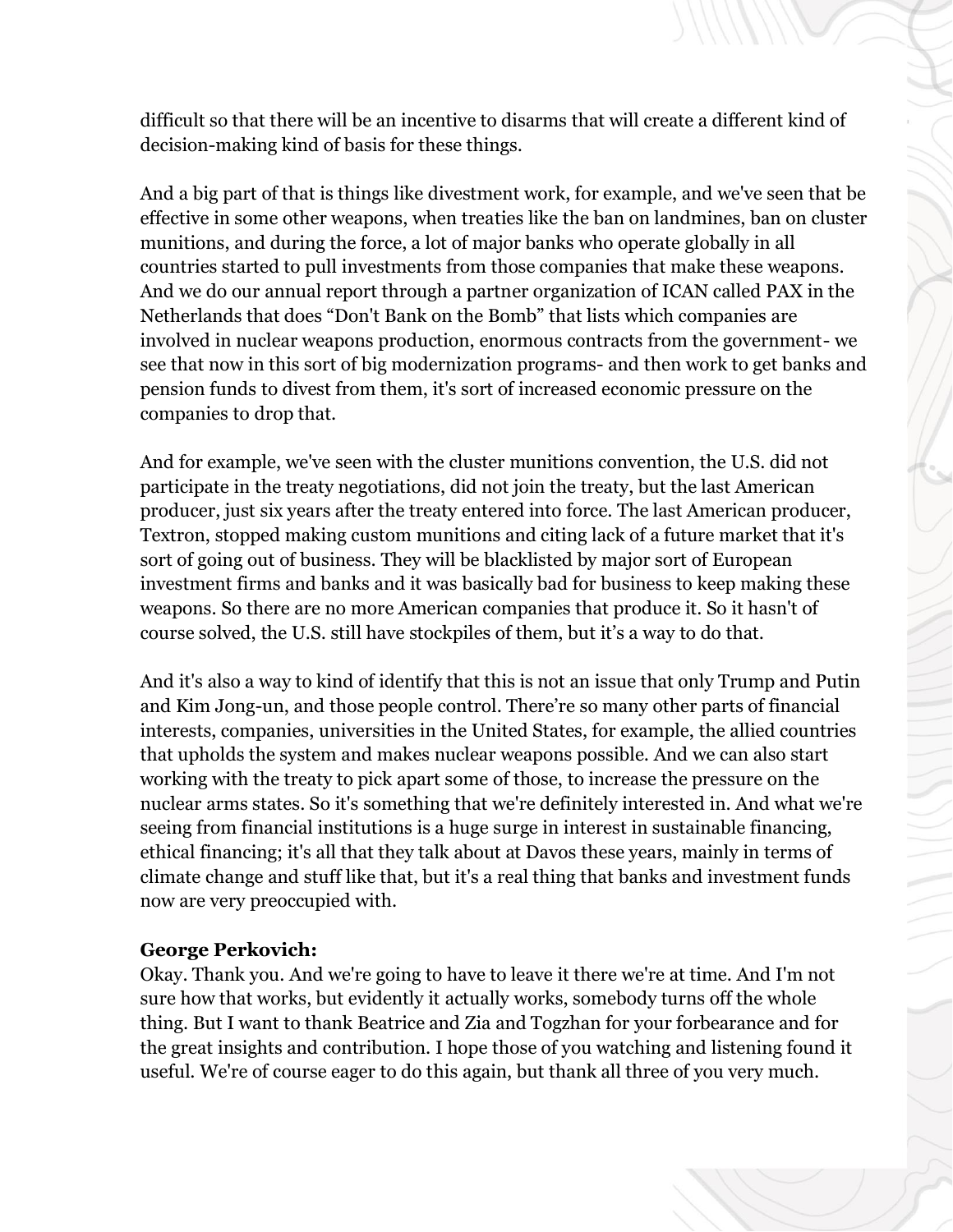difficult so that there will be an incentive to disarms that will create a different kind of decision-making kind of basis for these things.

And a big part of that is things like divestment work, for example, and we've seen that be effective in some other weapons, when treaties like the ban on landmines, ban on cluster munitions, and during the force, a lot of major banks who operate globally in all countries started to pull investments from those companies that make these weapons. And we do our annual report through a partner organization of ICAN called PAX in the Netherlands that does "Don't Bank on the Bomb" that lists which companies are involved in nuclear weapons production, enormous contracts from the government- we see that now in this sort of big modernization programs- and then work to get banks and pension funds to divest from them, it's sort of increased economic pressure on the companies to drop that.

And for example, we've seen with the cluster munitions convention, the U.S. did not participate in the treaty negotiations, did not join the treaty, but the last American producer, just six years after the treaty entered into force. The last American producer, Textron, stopped making custom munitions and citing lack of a future market that it's sort of going out of business. They will be blacklisted by major sort of European investment firms and banks and it was basically bad for business to keep making these weapons. So there are no more American companies that produce it. So it hasn't of course solved, the U.S. still have stockpiles of them, but it's a way to do that.

And it's also a way to kind of identify that this is not an issue that only Trump and Putin and Kim Jong-un, and those people control. There're so many other parts of financial interests, companies, universities in the United States, for example, the allied countries that upholds the system and makes nuclear weapons possible. And we can also start working with the treaty to pick apart some of those, to increase the pressure on the nuclear arms states. So it's something that we're definitely interested in. And what we're seeing from financial institutions is a huge surge in interest in sustainable financing, ethical financing; it's all that they talk about at Davos these years, mainly in terms of climate change and stuff like that, but it's a real thing that banks and investment funds now are very preoccupied with.

**George Perkovich:**
Okay. Thank you. And we're going to have to leave it there we're at time. And I'm not sure how that works, but evidently it actually works, somebody turns off the whole thing. But I want to thank Beatrice and Zia and Togzhan for your forbearance and for the great insights and contribution. I hope those of you watching and listening found it useful. We're of course eager to do this again, but thank all three of you very much.